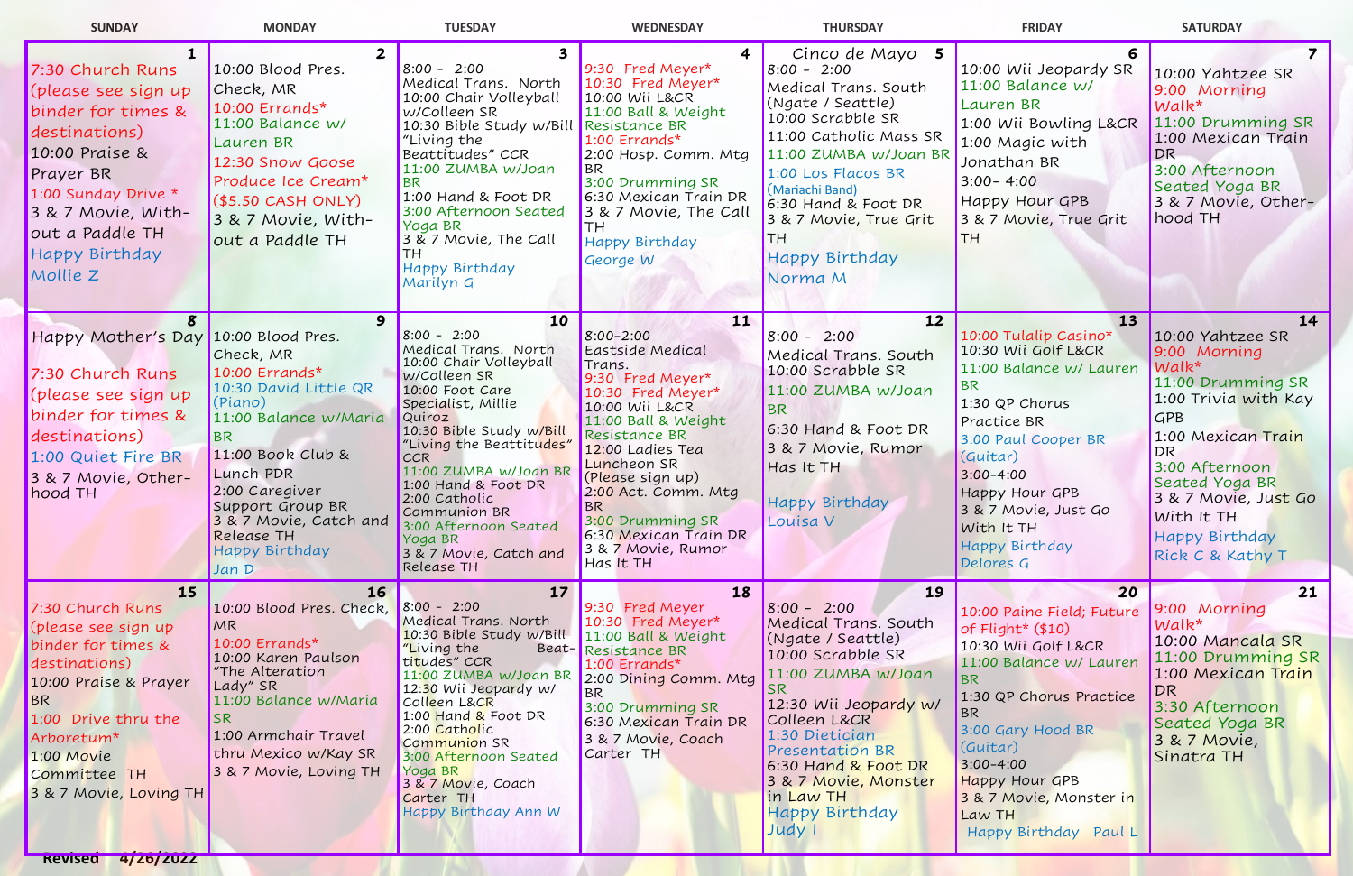| SUNDAY | MONDAY | TUESDAY | WEDNESDAY | THURSDAY | FRIDAY | SATURDAY |
|---|---|---|---|---|---|---|
| **1**<br>7:30 Church Runs (please see sign up binder for times & destinations)<br>10:00 Praise & Prayer BR<br>1:00 Sunday Drive *<br>3 & 7 Movie, Without a Paddle TH<br>Happy Birthday Mollie Z | **2**<br>10:00 Blood Pres. Check, MR<br>10:00 Errands*<br>11:00 Balance w/ Lauren BR<br>12:30 Snow Goose Produce Ice Cream* ($5.50 CASH ONLY)<br>3 & 7 Movie, Without a Paddle TH | **3**<br>8:00 - 2:00 Medical Trans. North<br>10:00 Chair Volleyball w/Colleen SR<br>10:30 Bible Study w/Bill "Living the Beattitudes" CCR<br>11:00 ZUMBA w/Joan BR<br>1:00 Hand & Foot DR<br>3:00 Afternoon Seated Yoga BR<br>3 & 7 Movie, The Call TH<br>Happy Birthday Marilyn G | **4**<br>9:30 Fred Meyer*<br>10:30 Fred Meyer*<br>10:00 Wii L&CR<br>11:00 Ball & Weight Resistance BR<br>1:00 Errands*<br>2:00 Hosp. Comm. Mtg BR<br>3:00 Drumming SR<br>6:30 Mexican Train DR<br>3 & 7 Movie, The Call TH<br>Happy Birthday George W | **5** Cinco de Mayo<br>8:00 - 2:00 Medical Trans. South (Ngate / Seattle)<br>10:00 Scrabble SR<br>11:00 Catholic Mass SR<br>11:00 ZUMBA w/Joan BR<br>1:00 Los Flacos BR (Mariachi Band)<br>6:30 Hand & Foot DR<br>3 & 7 Movie, True Grit TH<br>Happy Birthday Norma M | **6**<br>10:00 Wii Jeopardy SR<br>11:00 Balance w/ Lauren BR<br>1:00 Wii Bowling L&CR<br>1:00 Magic with Jonathan BR<br>3:00- 4:00 Happy Hour GPB<br>3 & 7 Movie, True Grit TH | **7**<br>10:00 Yahtzee SR<br>9:00 Morning Walk*<br>11:00 Drumming SR<br>1:00 Mexican Train DR<br>3:00 Afternoon Seated Yoga BR<br>3 & 7 Movie, Otherhood TH |
| **8**<br>Happy Mother's Day<br>7:30 Church Runs (please see sign up binder for times & destinations)<br>1:00 Quiet Fire BR<br>3 & 7 Movie, Otherhood TH | **9**<br>10:00 Blood Pres. Check, MR<br>10:00 Errands*<br>10:30 David Little QR (Piano)<br>11:00 Balance w/Maria BR<br>11:00 Book Club & Lunch PDR<br>2:00 Caregiver Support Group BR<br>3 & 7 Movie, Catch and Release TH<br>Happy Birthday Jan D | **10**<br>8:00 - 2:00 Medical Trans. North<br>10:00 Chair Volleyball w/Colleen SR<br>10:00 Foot Care Specialist, Millie Quiroz<br>10:30 Bible Study w/Bill "Living the Beattitudes" CCR<br>11:00 ZUMBA w/Joan BR<br>1:00 Hand & Foot DR<br>2:00 Catholic Communion BR<br>3:00 Afternoon Seated Yoga BR<br>3 & 7 Movie, Catch and Release TH | **11**<br>8:00-2:00 Eastside Medical Trans.<br>9:30 Fred Meyer*<br>10:30 Fred Meyer*<br>10:00 Wii L&CR<br>11:00 Ball & Weight Resistance BR<br>12:00 Ladies Tea Luncheon SR (Please sign up)<br>2:00 Act. Comm. Mtg BR<br>3:00 Drumming SR<br>6:30 Mexican Train DR<br>3 & 7 Movie, Rumor Has It TH | **12**<br>8:00 - 2:00 Medical Trans. South<br>10:00 Scrabble SR<br>11:00 ZUMBA w/Joan BR<br>6:30 Hand & Foot DR<br>3 & 7 Movie, Rumor Has It TH<br>Happy Birthday Louisa V | **13**<br>10:00 Tulalip Casino*<br>10:30 Wii Golf L&CR<br>11:00 Balance w/ Lauren BR<br>1:30 QP Chorus Practice BR<br>3:00 Paul Cooper BR (Guitar)<br>3:00-4:00 Happy Hour GPB<br>3 & 7 Movie, Just Go With It TH<br>Happy Birthday Delores G | **14**<br>10:00 Yahtzee SR<br>9:00 Morning Walk*<br>11:00 Drumming SR<br>1:00 Trivia with Kay GPB<br>1:00 Mexican Train DR<br>3:00 Afternoon Seated Yoga BR<br>3 & 7 Movie, Just Go With It TH<br>Happy Birthday Rick C & Kathy T |
| **15**<br>7:30 Church Runs (please see sign up binder for times & destinations)<br>10:00 Praise & Prayer BR<br>1:00 Drive thru the Arboretum*<br>1:00 Movie Committee TH<br>3 & 7 Movie, Loving TH | **16**<br>10:00 Blood Pres. Check, MR<br>10:00 Errands*<br>10:00 Karen Paulson "The Alteration Lady" SR<br>11:00 Balance w/Maria SR<br>1:00 Armchair Travel thru Mexico w/Kay SR<br>3 & 7 Movie, Loving TH | **17**<br>8:00 - 2:00 Medical Trans. North<br>10:30 Bible Study w/Bill "Living the Beattitudes" CCR<br>11:00 ZUMBA w/Joan BR<br>12:30 Wii Jeopardy w/ Colleen L&CR<br>1:00 Hand & Foot DR<br>2:00 Catholic Communion BR<br>3:00 Afternoon Seated Yoga BR<br>3 & 7 Movie, Coach Carter TH<br>Happy Birthday Ann W | **18**<br>9:30 Fred Meyer<br>10:30 Fred Meyer*<br>11:00 Ball & Weight Resistance BR<br>1:00 Errands*<br>2:00 Dining Comm. Mtg BR<br>3:00 Drumming SR<br>6:30 Mexican Train DR<br>3 & 7 Movie, Coach Carter TH | **19**<br>8:00 - 2:00 Medical Trans. South (Ngate / Seattle)<br>10:00 Scrabble SR<br>11:00 ZUMBA w/Joan SR<br>12:30 Wii Jeopardy w/ Colleen L&CR<br>1:30 Dietician Presentation BR<br>6:30 Hand & Foot DR<br>3 & 7 Movie, Monster in Law TH<br>Happy Birthday Judy I | **20**<br>10:00 Paine Field; Future of Flight* ($10)<br>10:30 Wii Golf L&CR<br>11:00 Balance w/ Lauren BR<br>1:30 QP Chorus Practice BR<br>3:00 Gary Hood BR (Guitar)<br>3:00-4:00 Happy Hour GPB<br>3 & 7 Movie, Monster in Law TH<br>Happy Birthday Paul L | **21**<br>9:00 Morning Walk*<br>10:00 Mancala SR<br>11:00 Drumming SR<br>1:00 Mexican Train DR<br>3:30 Afternoon Seated Yoga BR<br>3 & 7 Movie, Sinatra TH |

Revised 4/26/2022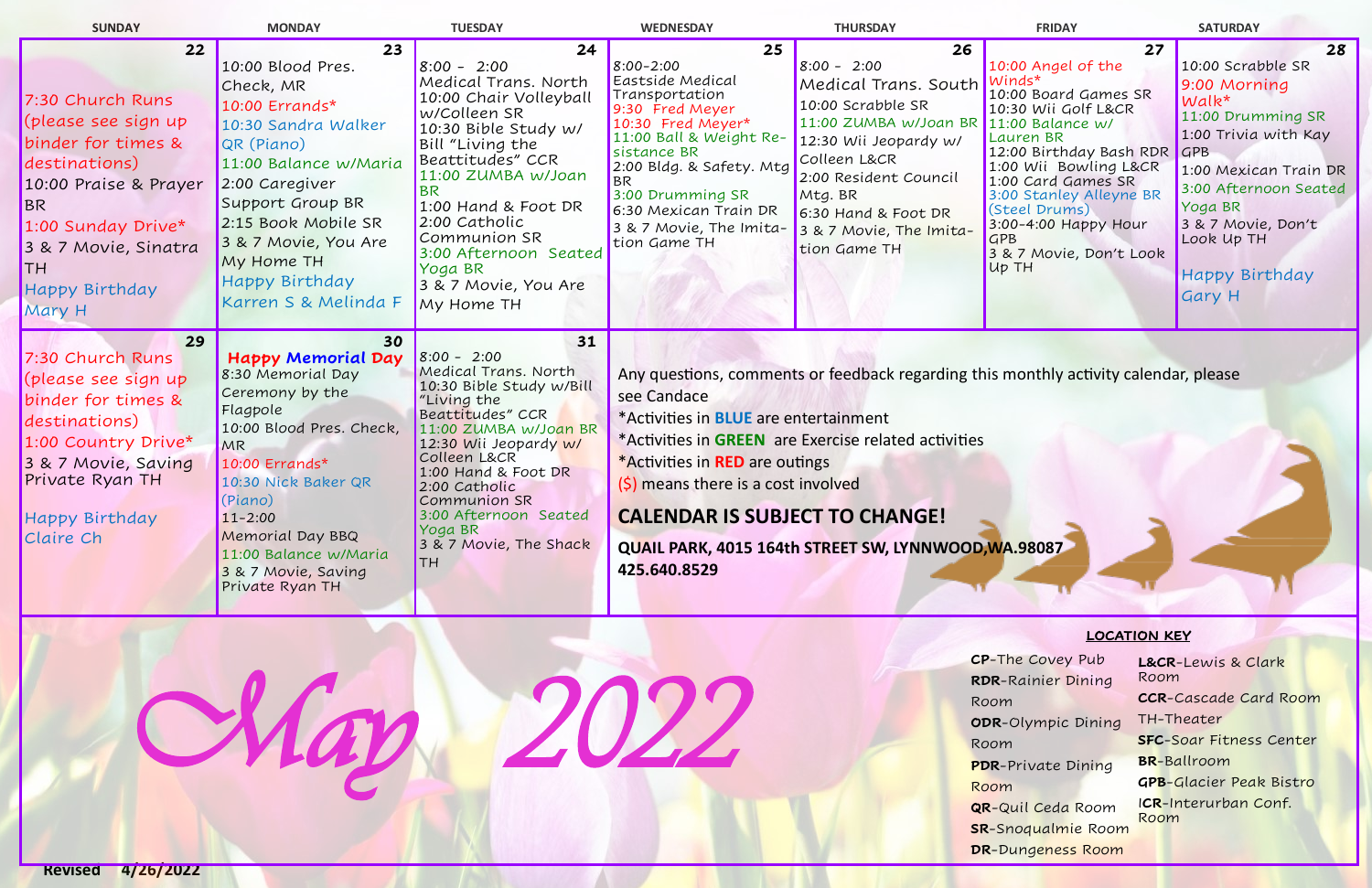| SUNDAY | MONDAY | TUESDAY | WEDNESDAY | THURSDAY | FRIDAY | SATURDAY |
|---|---|---|---|---|---|---|
| **22**<br>7:30 Church Runs (please see sign up binder for times & destinations)<br>10:00 Praise & Prayer BR<br>1:00 Sunday Drive*<br>3 & 7 Movie, Sinatra TH<br>Happy Birthday Mary H | **23**<br>10:00 Blood Pres. Check, MR<br>10:00 Errands*<br>10:30 Sandra Walker QR (Piano)<br>11:00 Balance w/Maria<br>2:00 Caregiver Support Group BR<br>2:15 Book Mobile SR<br>3 & 7 Movie, You Are My Home TH<br>Happy Birthday Karren S & Melinda F | **24**<br>8:00 - 2:00 Medical Trans. North<br>10:00 Chair Volleyball w/Colleen SR<br>10:30 Bible Study w/ Bill "Living the Beattitudes" CCR<br>11:00 ZUMBA w/Joan BR<br>1:00 Hand & Foot DR<br>2:00 Catholic Communion SR<br>3:00 Afternoon Seated Yoga BR<br>3 & 7 Movie, You Are My Home TH | **25**<br>8:00-2:00 Eastside Medical Transportation<br>9:30 Fred Meyer<br>10:30 Fred Meyer*<br>11:00 Ball & Weight Resistance BR<br>2:00 Bldg. & Safety. Mtg BR<br>3:00 Drumming SR<br>6:30 Mexican Train DR<br>3 & 7 Movie, The Imitation Game TH | **26**<br>8:00 - 2:00 Medical Trans. South<br>10:00 Scrabble SR<br>11:00 ZUMBA w/Joan BR<br>12:30 Wii Jeopardy w/ Colleen L&CR<br>2:00 Resident Council Mtg. BR<br>6:30 Hand & Foot DR<br>3 & 7 Movie, The Imitation Game TH | **27**<br>10:00 Angel of the Winds*<br>10:00 Board Games SR<br>10:30 Wii Golf L&CR<br>11:00 Balance w/ Lauren BR<br>12:00 Birthday Bash RDR<br>1:00 Wii Bowling L&CR<br>1:00 Card Games SR<br>3:00 Stanley Alleyne BR (Steel Drums)<br>3:00-4:00 Happy Hour GPB<br>3 & 7 Movie, Don't Look Up TH | **28**<br>10:00 Scrabble SR<br>9:00 Morning Walk*<br>11:00 Drumming SR<br>1:00 Trivia with Kay GPB<br>1:00 Mexican Train DR<br>3:00 Afternoon Seated Yoga BR<br>3 & 7 Movie, Don't Look Up TH<br>Happy Birthday Gary H |
| **29**<br>7:30 Church Runs (please see sign up binder for times & destinations)<br>1:00 Country Drive*<br>3 & 7 Movie, Saving Private Ryan TH<br>Happy Birthday Claire Ch | **30**<br>**Happy Memorial Day**<br>8:30 Memorial Day Ceremony by the Flagpole<br>10:00 Blood Pres. Check, MR<br>10:00 Errands*<br>10:30 Nick Baker QR (Piano)<br>11-2:00 Memorial Day BBQ<br>11:00 Balance w/Maria<br>3 & 7 Movie, Saving Private Ryan TH | **31**<br>8:00 - 2:00 Medical Trans. North<br>10:30 Bible Study w/Bill "Living the Beattitudes" CCR<br>11:00 ZUMBA w/Joan BR<br>12:30 Wii Jeopardy w/ Colleen L&CR<br>1:00 Hand & Foot DR<br>2:00 Catholic Communion SR<br>3:00 Afternoon Seated Yoga BR<br>3 & 7 Movie, The Shack TH | | | | |

Any questions, comments or feedback regarding this monthly activity calendar, please see Candace

*Activities in **BLUE** are entertainment

*Activities in **GREEN** are Exercise related activities

*Activities in **RED** are outings

($) means there is a cost involved

**CALENDAR IS SUBJECT TO CHANGE!**

**QUAIL PARK, 4015 164th STREET SW, LYNNWOOD,WA.98087**

**425.640.8529**

# May 2022

**LOCATION KEY**

- **CP**-The Covey Pub
- **RDR**-Rainier Dining Room
- **ODR**-Olympic Dining Room
- **PDR**-Private Dining Room
- **QR**-Quil Ceda Room
- **SR**-Snoqualmie Room
- **DR**-Dungeness Room
- **L&CR**-Lewis & Clark Room
- **CCR**-Cascade Card Room
- TH-Theater
- **SFC**-Soar Fitness Center
- **BR**-Ballroom
- **GPB**-Glacier Peak Bistro
- **ICR**-Interurban Conf. Room

**Revised 4/26/2022**